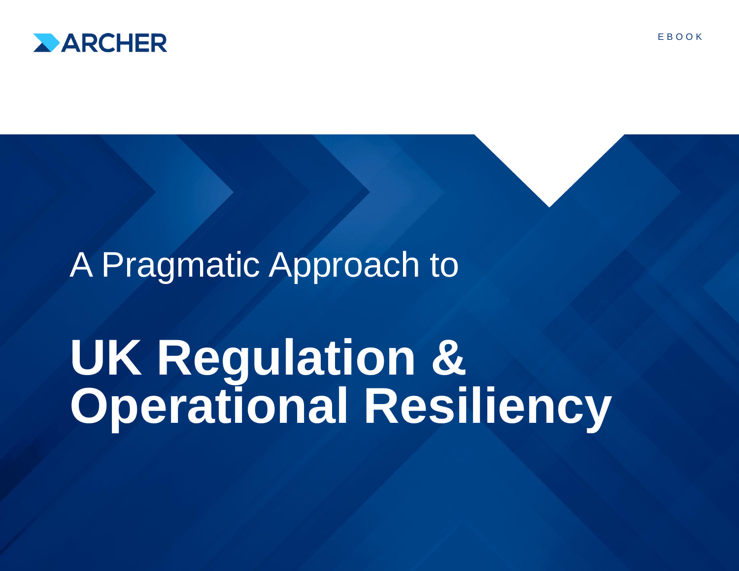ARCHER

EBOOK

A Pragmatic Approach to

# UK Regulation & Operational Resiliency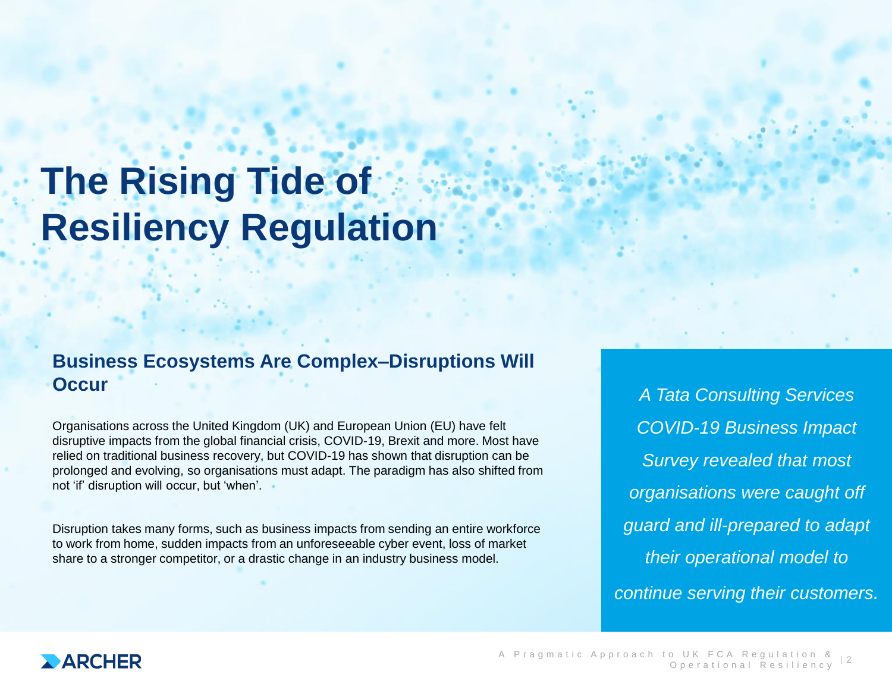# The Rising Tide of Resiliency Regulation

## Business Ecosystems Are Complex–Disruptions Will Occur

Organisations across the United Kingdom (UK) and European Union (EU) have felt disruptive impacts from the global financial crisis, COVID-19, Brexit and more. Most have relied on traditional business recovery, but COVID-19 has shown that disruption can be prolonged and evolving, so organisations must adapt. The paradigm has also shifted from not 'if' disruption will occur, but 'when'.

Disruption takes many forms, such as business impacts from sending an entire workforce to work from home, sudden impacts from an unforeseeable cyber event, loss of market share to a stronger competitor, or a drastic change in an industry business model.

*A Tata Consulting Services COVID-19 Business Impact Survey revealed that most organisations were caught off guard and ill-prepared to adapt their operational model to continue serving their customers.*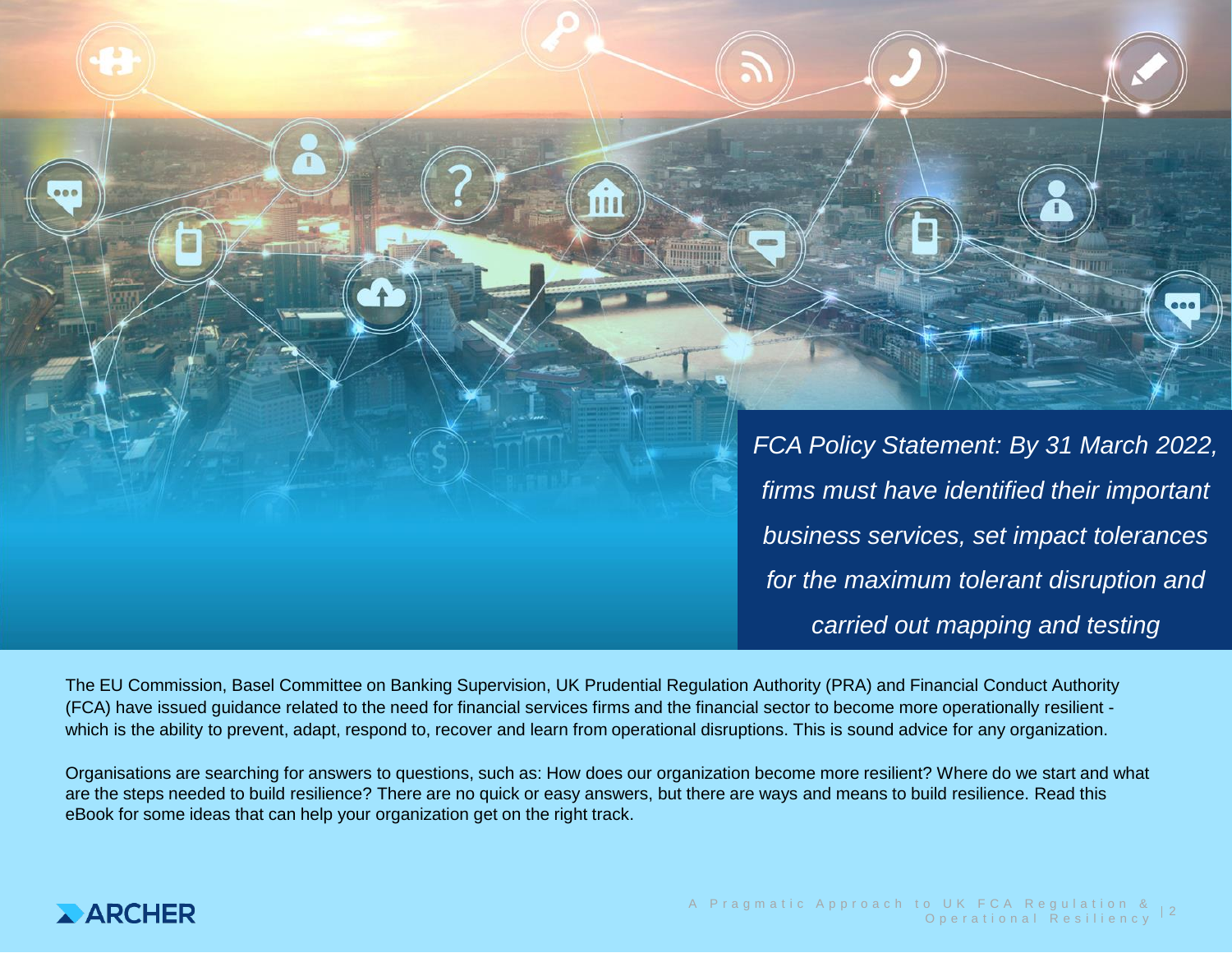*FCA Policy Statement: By 31 March 2022, firms must have identified their important business services, set impact tolerances for the maximum tolerant disruption and carried out mapping and testing*

The EU Commission, Basel Committee on Banking Supervision, UK Prudential Regulation Authority (PRA) and Financial Conduct Authority (FCA) have issued guidance related to the need for financial services firms and the financial sector to become more operationally resilient - which is the ability to prevent, adapt, respond to, recover and learn from operational disruptions. This is sound advice for any organization.

Organisations are searching for answers to questions, such as: How does our organization become more resilient? Where do we start and what are the steps needed to build resilience? There are no quick or easy answers, but there are ways and means to build resilience. Read this eBook for some ideas that can help your organization get on the right track.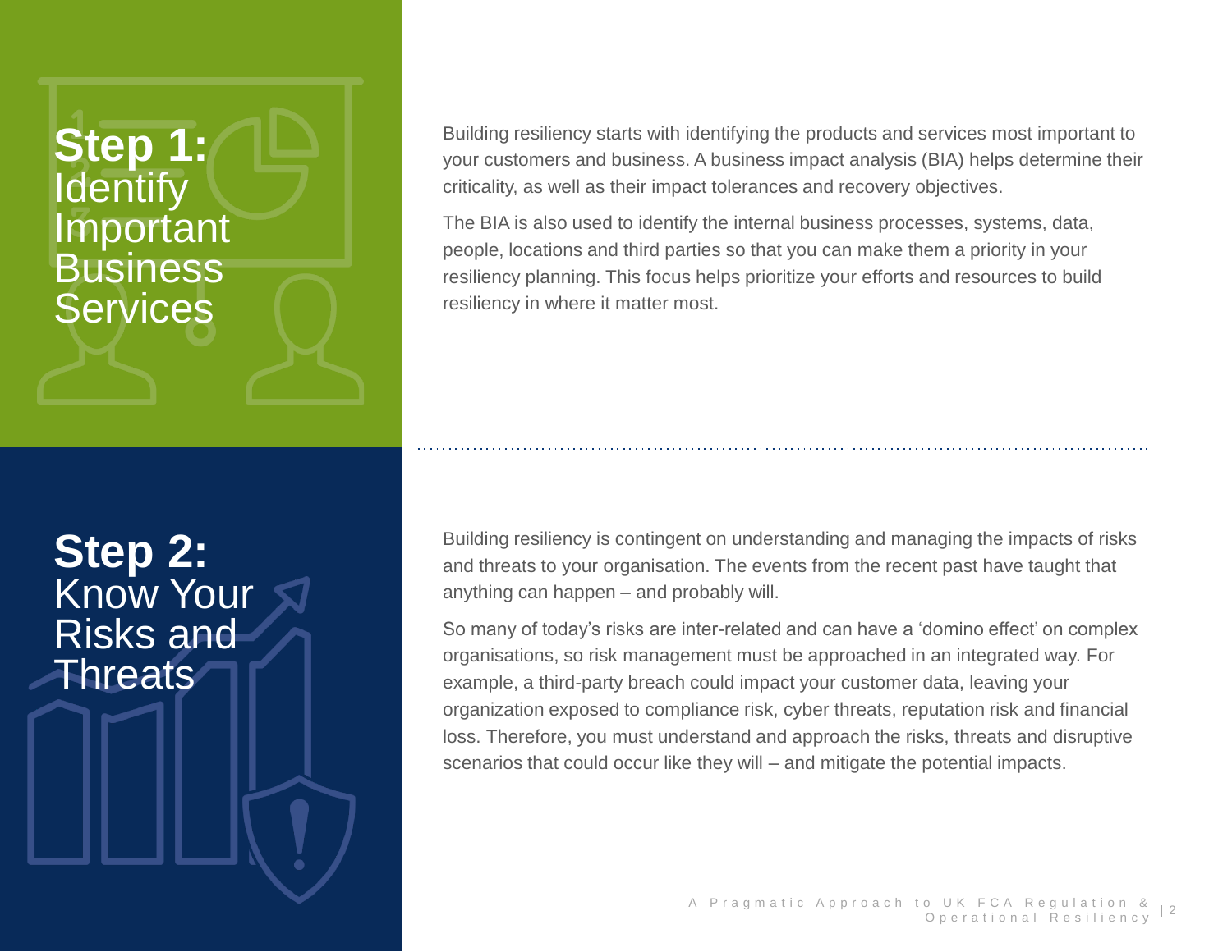## Step 1: Identify Important Business Services

Building resiliency starts with identifying the products and services most important to your customers and business. A business impact analysis (BIA) helps determine their criticality, as well as their impact tolerances and recovery objectives.

The BIA is also used to identify the internal business processes, systems, data, people, locations and third parties so that you can make them a priority in your resiliency planning. This focus helps prioritize your efforts and resources to build resiliency in where it matter most.

## Step 2: Know Your Risks and Threats

Building resiliency is contingent on understanding and managing the impacts of risks and threats to your organisation. The events from the recent past have taught that anything can happen – and probably will.

So many of today's risks are inter-related and can have a 'domino effect' on complex organisations, so risk management must be approached in an integrated way. For example, a third-party breach could impact your customer data, leaving your organization exposed to compliance risk, cyber threats, reputation risk and financial loss. Therefore, you must understand and approach the risks, threats and disruptive scenarios that could occur like they will – and mitigate the potential impacts.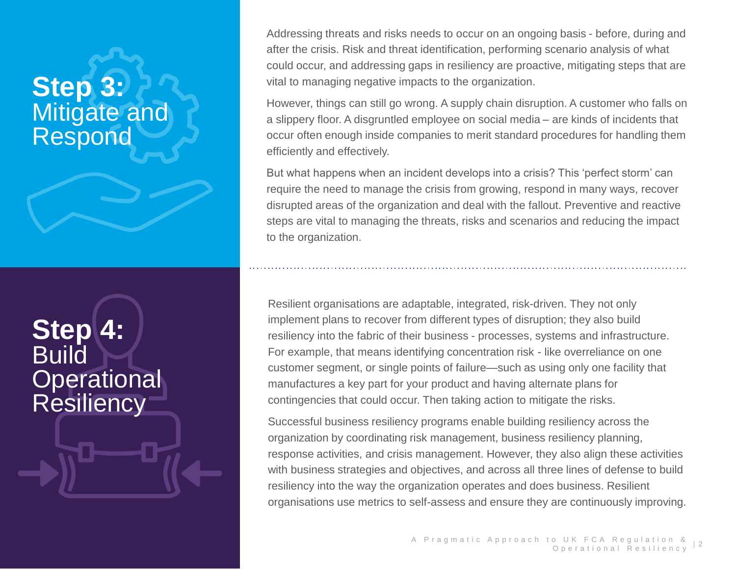## Step 3: Mitigate and Respond

Addressing threats and risks needs to occur on an ongoing basis - before, during and after the crisis. Risk and threat identification, performing scenario analysis of what could occur, and addressing gaps in resiliency are proactive, mitigating steps that are vital to managing negative impacts to the organization.

However, things can still go wrong. A supply chain disruption. A customer who falls on a slippery floor. A disgruntled employee on social media – are kinds of incidents that occur often enough inside companies to merit standard procedures for handling them efficiently and effectively.

But what happens when an incident develops into a crisis? This 'perfect storm' can require the need to manage the crisis from growing, respond in many ways, recover disrupted areas of the organization and deal with the fallout. Preventive and reactive steps are vital to managing the threats, risks and scenarios and reducing the impact to the organization.

## Step 4: Build Operational Resiliency

Resilient organisations are adaptable, integrated, risk-driven. They not only implement plans to recover from different types of disruption; they also build resiliency into the fabric of their business - processes, systems and infrastructure. For example, that means identifying concentration risk - like overreliance on one customer segment, or single points of failure—such as using only one facility that manufactures a key part for your product and having alternate plans for contingencies that could occur. Then taking action to mitigate the risks.

Successful business resiliency programs enable building resiliency across the organization by coordinating risk management, business resiliency planning, response activities, and crisis management. However, they also align these activities with business strategies and objectives, and across all three lines of defense to build resiliency into the way the organization operates and does business. Resilient organisations use metrics to self-assess and ensure they are continuously improving.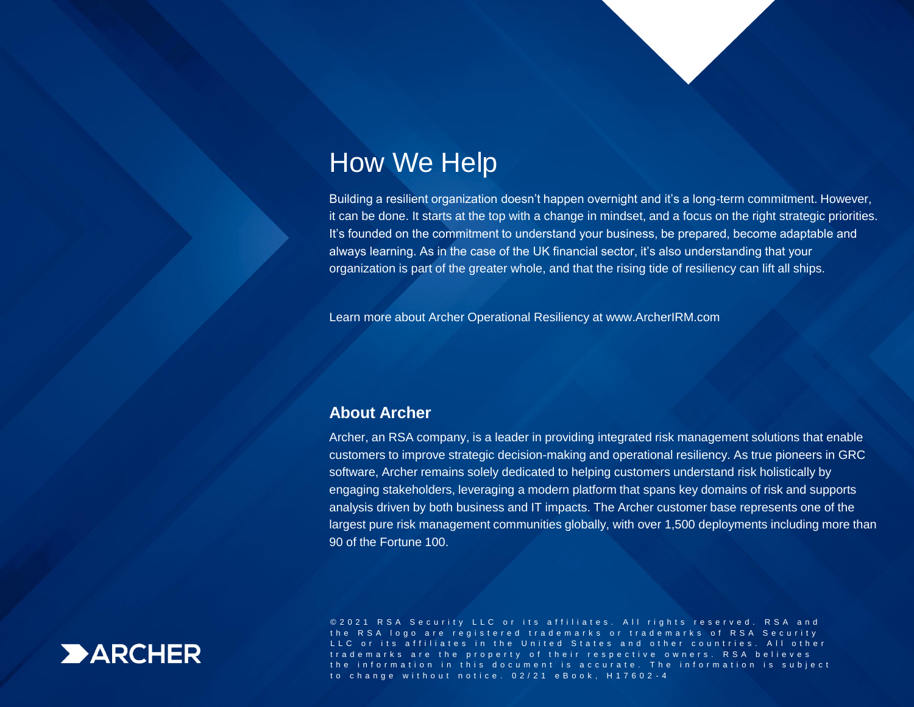# How We Help

Building a resilient organization doesn't happen overnight and it's a long-term commitment. However, it can be done. It starts at the top with a change in mindset, and a focus on the right strategic priorities. It's founded on the commitment to understand your business, be prepared, become adaptable and always learning. As in the case of the UK financial sector, it's also understanding that your organization is part of the greater whole, and that the rising tide of resiliency can lift all ships.

Learn more about Archer Operational Resiliency at www.ArcherIRM.com

## About Archer

Archer, an RSA company, is a leader in providing integrated risk management solutions that enable customers to improve strategic decision-making and operational resiliency. As true pioneers in GRC software, Archer remains solely dedicated to helping customers understand risk holistically by engaging stakeholders, leveraging a modern platform that spans key domains of risk and supports analysis driven by both business and IT impacts. The Archer customer base represents one of the largest pure risk management communities globally, with over 1,500 deployments including more than 90 of the Fortune 100.

ARCHER

©2021 RSA Security LLC or its affiliates. All rights reserved. RSA and the RSA logo are registered trademarks or trademarks of RSA Security LLC or its affiliates in the United States and other countries. All other trademarks are the property of their respective owners. RSA believes the information in this document is accurate. The information is subject to change without notice. 02/21 eBook, H17602-4